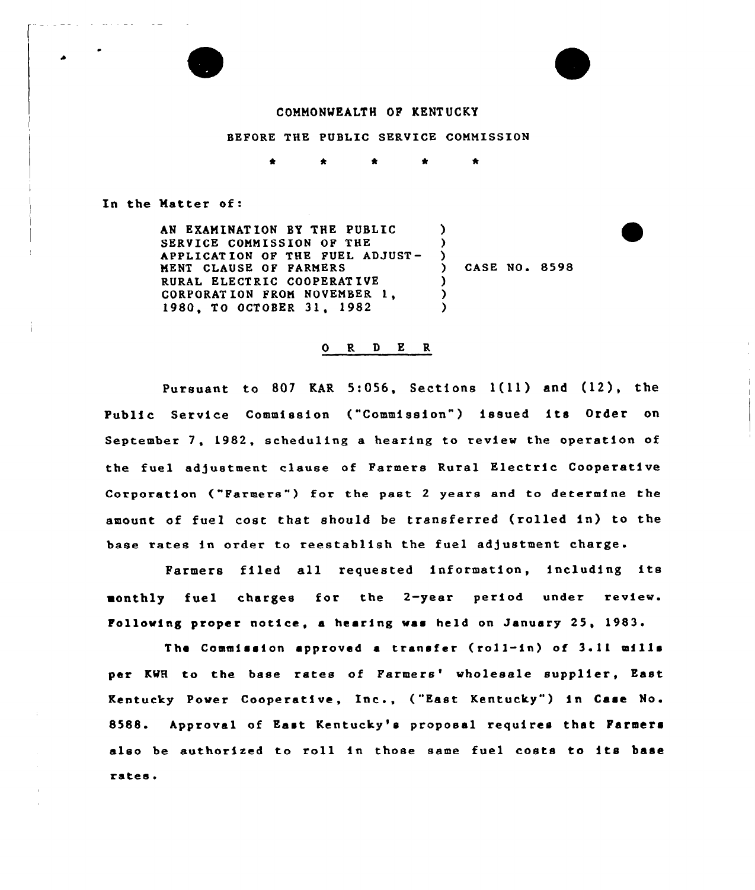COMMONWEALTH OF KENTUCKY

BEFORE THE PUBLIC SERVICE COMMISSION

\* \* \* \* \*

In the Matter of:

| | | |
|---|---|---|
| AN EXAMINATION BY THE PUBLIC SERVICE COMMISSION OF THE APPLICATION OF THE FUEL ADJUSTMENT CLAUSE OF FARMERS RURAL ELECTRIC COOPERATIVE CORPORATION FROM NOVEMBER 1, 1980, TO OCTOBER 31, 1982 | ) | CASE NO. 8598 |

# O R D E R

Pursuant to 807 KAR 5:056, Sections 1(11) and (12), the Public Service Commission ("Commission") issued its Order on September 7, 1982, scheduling a hearing to review the operation of the fuel adjustment clause of Farmers Rural Electric Cooperative Corporation ("Farmers") for the past 2 years and to determine the amount of fuel cost that should be transferred (rolled in) to the base rates in order to reestablish the fuel adjustment charge.

Farmers filed all requested information, including its monthly fuel charges for the 2-year period under review. Following proper notice, a hearing was held on January 25, 1983.

The Commission approved a transfer (roll-in) of 3.11 mills per KWH to the base rates of Farmers' wholesale supplier, East Kentucky Power Cooperative, Inc., ("East Kentucky") in Case No. 8588. Approval of East Kentucky's proposal requires that Farmers also be authorized to roll in those same fuel costs to its base rates.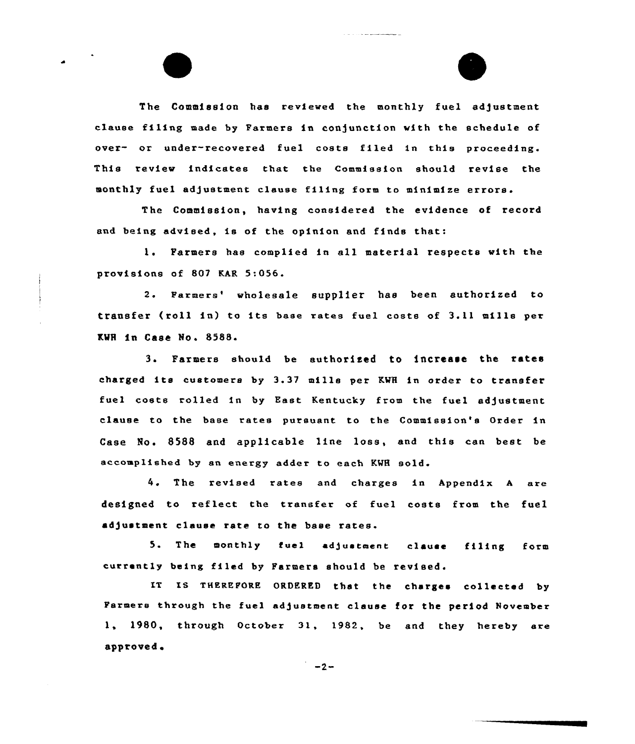The Commission has reviewed the monthly fuel adjustment clause filing made by Farmers in conjunction with the schedule of over- or under-recovered fuel costs filed in this proceeding. This review indicates that the Commission should revise the monthly fuel adjustment clause filing form to minimize errors.

The Commission, having considered the evidence of record and being advised, is of the opinion and finds that:

1. Farmers has complied in all material respects with the provisions of 807 KAR 5:056.

2. Farmers' wholesale supplier has been authorized to transfer (roll in) to its base rates fuel costs of 3.11 mills per KWH in Case No. 8588.

3. Farmers should be authorized to increase the rates charged its customers by 3.37 mills per KWH in order to transfer fuel costs rolled in by East Kentucky from the fuel adjustment clause to the base rates pursuant to the Commission's Order in Case No. 8588 and applicable line loss, and this can best be accomplished by an energy adder to each KWH sold.

4. The revised rates and charges in Appendix A are designed to reflect the transfer of fuel costs from the fuel adjustment clause rate to the base rates.

5. The monthly fuel adjustment clause filing form currently being filed by Farmers should be revised.

IT IS THEREFORE ORDERED that the charges collected by Farmers through the fuel adjustment clause for the period November 1, 1980, through October 31, 1982, be and they hereby are approved.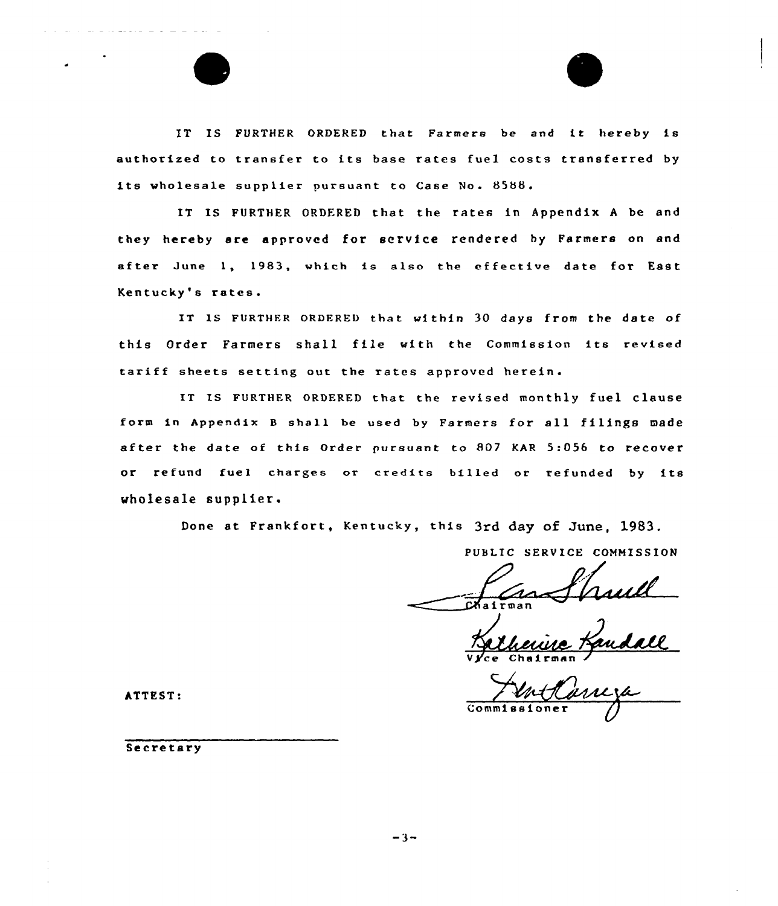IT IS FURTHER ORDERED that Farmers be and it hereby is authorized to transfer to its base rates fuel costs transferred by its wholesale supplier pursuant to Case No. 8588.

IT IS FURTHER ORDERED that the rates in Appendix A be and they hereby are approved for service rendered by Farmers on and after June 1, 1983, which is also the effective date for East Kentucky's rates.

IT IS FURTHER ORDERED that within 30 days from the date of this Order Farmers shall file with the Commission its revised tariff sheets setting out the rates approved herein.

IT IS FURTHER ORDERED that the revised monthly fuel clause form in Appendix B shall be used by Farmers for all filings made after the date of this Order pursuant to 807 KAR 5:056 to recover or refund fuel charges or credits billed or refunded by its wholesale supplier.

Done at Frankfort, Kentucky, this 3rd day of June, 1983.

PUBLIC SERVICE COMMISSION

Chairman

Vice Chairman

Commissioner

ATTEST:

Secretary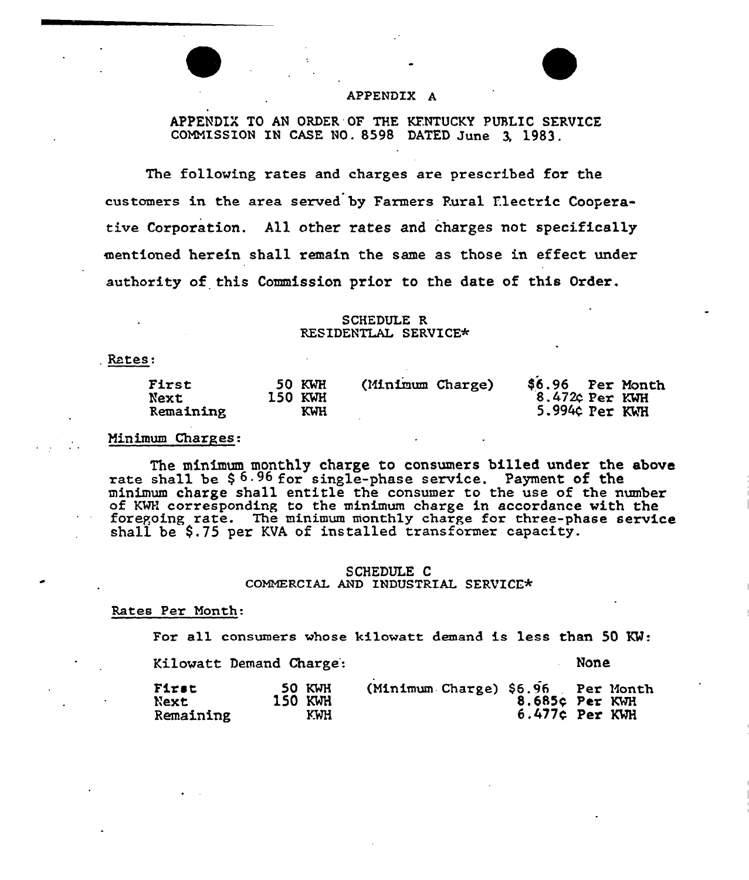APPENDIX A

APPENDIX TO AN ORDER OF THE KENTUCKY PUBLIC SERVICE COMMISSION IN CASE NO. 8598 DATED June 3, 1983.

The following rates and charges are prescribed for the customers in the area served by Farmers Rural Electric Cooperative Corporation. All other rates and charges not specifically mentioned herein shall remain the same as those in effect under authority of this Commission prior to the date of this Order.

SCHEDULE R
RESIDENTIAL SERVICE*

Rates:

| | | | |
|---|---|---|---|
| First | 50 KWH | (Minimum Charge) | $6.96 Per Month |
| Next | 150 KWH | | 8.472¢ Per KWH |
| Remaining | KWH | | 5.994¢ Per KWH |

Minimum Charges:

The minimum monthly charge to consumers billed under the above rate shall be $ 6.96 for single-phase service. Payment of the minimum charge shall entitle the consumer to the use of the number of KWH corresponding to the minimum charge in accordance with the foregoing rate. The minimum monthly charge for three-phase service shall be $.75 per KVA of installed transformer capacity.

SCHEDULE C
COMMERCIAL AND INDUSTRIAL SERVICE*

Rates Per Month:

For all consumers whose kilowatt demand is less than 50 KW:

Kilowatt Demand Charge: None

| | | | |
|---|---|---|---|
| First | 50 KWH | (Minimum Charge) | $6.96 Per Month |
| Next | 150 KWH | | 8.685¢ Per KWH |
| Remaining | KWH | | 6.477¢ Per KWH |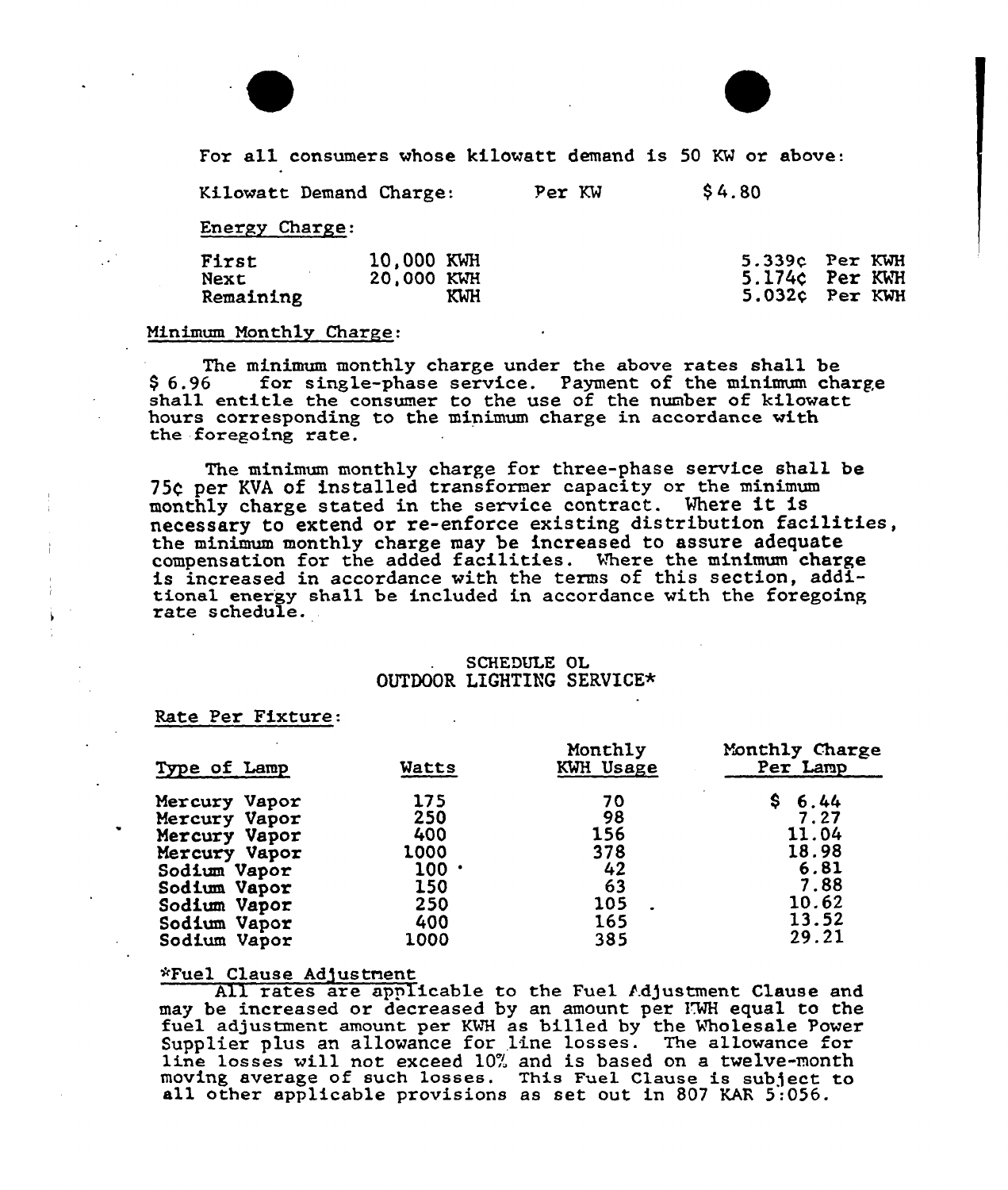For all consumers whose kilowatt demand is 50 KW or above:

| Kilowatt Demand Charge: | Per KW | $ 4.80 |
|---|---|---|

Energy Charge:

| | | |
|---|---|---|
| First | 10,000 KWH | 5.339¢ Per KWH |
| Next | 20,000 KWH | 5.174¢ Per KWH |
| Remaining | KWH | 5.032¢ Per KWH |

Minimum Monthly Charge:

The minimum monthly charge under the above rates shall be $ 6.96 for single-phase service. Payment of the minimum charge shall entitle the consumer to the use of the number of kilowatt hours corresponding to the minimum charge in accordance with the foregoing rate.

The minimum monthly charge for three-phase service shall be 75¢ per KVA of installed transformer capacity or the minimum monthly charge stated in the service contract. Where it is necessary to extend or re-enforce existing distribution facilities, the minimum monthly charge may be increased to assure adequate compensation for the added facilities. Where the minimum charge is increased in accordance with the terms of this section, additional energy shall be included in accordance with the foregoing rate schedule.

## SCHEDULE OL
## OUTDOOR LIGHTING SERVICE*

Rate Per Fixture:

| Type of Lamp | Watts | Monthly KWH Usage | Monthly Charge Per Lamp |
|---|---|---|---|
| Mercury Vapor | 175 | 70 | $ 6.44 |
| Mercury Vapor | 250 | 98 | 7.27 |
| Mercury Vapor | 400 | 156 | 11.04 |
| Mercury Vapor | 1000 | 378 | 18.98 |
| Sodium Vapor | 100 | 42 | 6.81 |
| Sodium Vapor | 150 | 63 | 7.88 |
| Sodium Vapor | 250 | 105 | 10.62 |
| Sodium Vapor | 400 | 165 | 13.52 |
| Sodium Vapor | 1000 | 385 | 29.21 |

*Fuel Clause Adjustment

All rates are applicable to the Fuel Adjustment Clause and may be increased or decreased by an amount per KWH equal to the fuel adjustment amount per KWH as billed by the Wholesale Power Supplier plus an allowance for line losses. The allowance for line losses will not exceed 10% and is based on a twelve-month moving average of such losses. This Fuel Clause is subject to all other applicable provisions as set out in 807 KAR 5:056.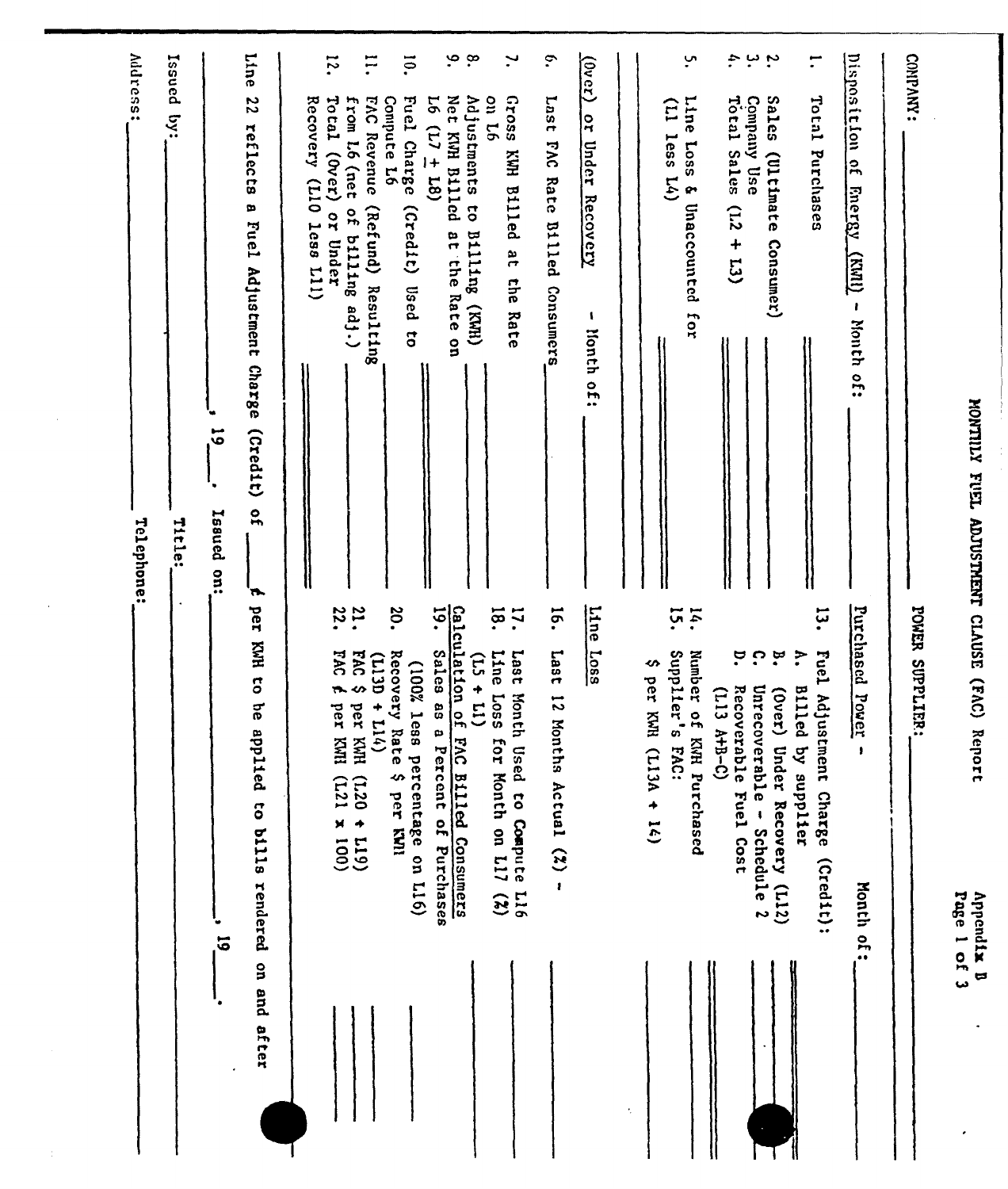Appendix B

# MONTHLY FUEL ADJUSTMENT CLAUSE (FAC) Report

COMPANY: ____________________ POWER SUPPLIER: ____________________

**Disposition of Energy (KWH) - Month of: ________**

1. Total Purchases ________
2. Sales (Ultimate Consumer) ________
3. Company Use ________
4. Total Sales (L2 + L3) ________
5. Line Loss & Unaccounted for (L1 less L4) ________

**(Over) or Under Recovery - Month of: ________**

6. Last FAC Rate Billed Consumers ________
7. Gross KWH Billed at the Rate on L6 ________
8. Adjustments to Billing (KWH) ________
9. Net KWH Billed at the Rate on L6 (L7 ± L8) ________
10. Fuel Charge (Credit) Used to Compute L6 ________
11. FAC Revenue (Refund) Resulting from L6 (net of billing adj.) ________
12. Total (Over) or Under Recovery (L10 less L11) ________

**Purchased Power - Month of: ________**

13. Fuel Adjustment Charge (Credit):
    - A. Billed by supplier ________
    - B. (Over) Under Recovery (L12) ________
    - C. Unrecoverable - Schedule 2 ________
    - D. Recoverable Fuel Cost (L13 A+B-C) ________
14. Number of KWH Purchased ________
15. Supplier's FAC: $ per KWH (L13A ÷ 14) ________

**Line Loss**

16. Last 12 Months Actual (%) - ________
17. Last Month Used to Compute L16 ________
18. Line Loss for Month on L17 (%) (L5 ÷ L1) ________

**Calculation of FAC Billed Consumers**

19. Sales as a Percent of Purchases (100% less percentage on L16) ________
20. Recovery Rate $ per KWH (L13D ÷ L14) ________
21. FAC $ per KWH (L20 ÷ L19) ________
22. FAC ¢ per KWH (L21 x 100) ________

Line 22 reflects a Fuel Adjustment Charge (Credit) of ______ ¢ per KWH to be applied to bills rendered on and after ____________________, 19____.

Issued on: ____________________, 19____.

Issued by: ____________________ Title: ____________________

Address: ____________________ Telephone: ____________________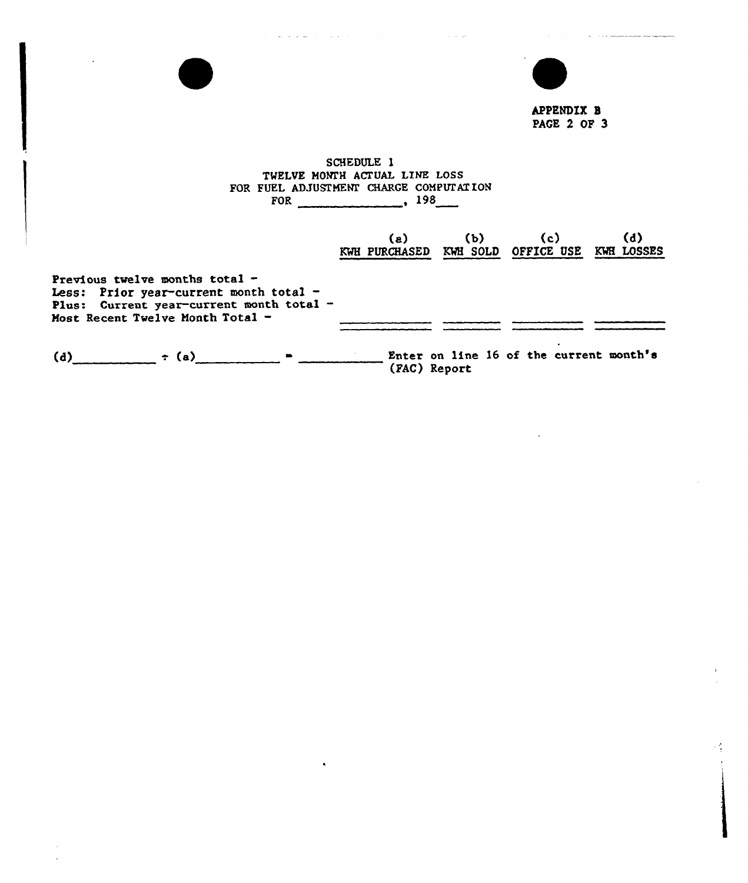APPENDIX B

SCHEDULE 1
TWELVE MONTH ACTUAL LINE LOSS
FOR FUEL ADJUSTMENT CHARGE COMPUTATION
FOR _____________, 198___

| | (a) KWH PURCHASED | (b) KWH SOLD | (c) OFFICE USE | (d) KWH LOSSES |
|---|---|---|---|---|
| Previous twelve months total - | | | | |
| Less: Prior year-current month total - | | | | |
| Plus: Current year-current month total - | | | | |
| Most Recent Twelve Month Total - | | | | |

(d)__________ ÷ (a)__________ = __________ Enter on line 16 of the current month's (FAC) Report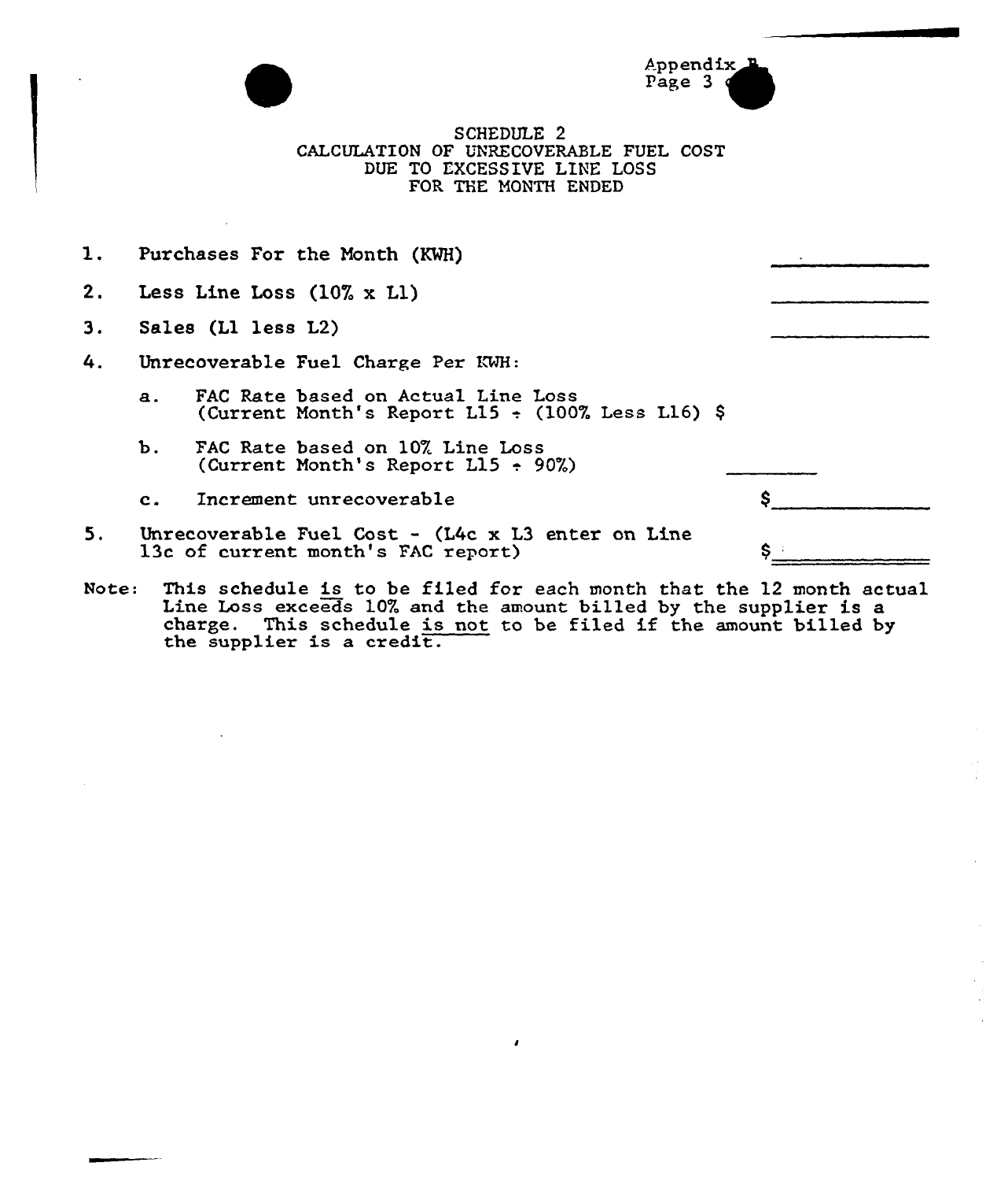Appendix B
Page 3

# SCHEDULE 2
## CALCULATION OF UNRECOVERABLE FUEL COST DUE TO EXCESSIVE LINE LOSS FOR THE MONTH ENDED

| | | |
|---|---|---|
| 1. | Purchases For the Month (KWH) | ______ |
| 2. | Less Line Loss (10% x L1) | ______ |
| 3. | Sales (L1 less L2) | ______ |
| 4. | Unrecoverable Fuel Charge Per KWH: | |
| | a. FAC Rate based on Actual Line Loss (Current Month's Report L15 ÷ (100% Less L16) $ | |
| | b. FAC Rate based on 10% Line Loss (Current Month's Report L15 ÷ 90%) | ______ |
| | c. Increment unrecoverable | $______ |
| 5. | Unrecoverable Fuel Cost - (L4c x L3 enter on Line 13c of current month's FAC report) | $______ |

Note: This schedule is to be filed for each month that the 12 month actual Line Loss exceeds 10% and the amount billed by the supplier is a charge. This schedule is not to be filed if the amount billed by the supplier is a credit.